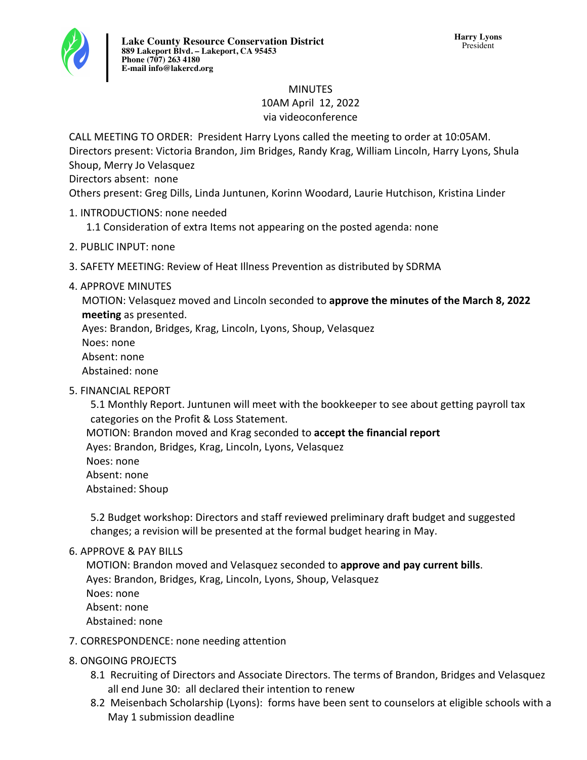**Lake County Resource Conservation District**
**889 Lakeport Blvd. – Lakeport, CA 95453**
**Phone (707) 263 4180**
**E-mail info@lakercd.org**

**Harry Lyons**
President

# MINUTES
10AM April 12, 2022
via videoconference

CALL MEETING TO ORDER: President Harry Lyons called the meeting to order at 10:05AM.
Directors present: Victoria Brandon, Jim Bridges, Randy Krag, William Lincoln, Harry Lyons, Shula Shoup, Merry Jo Velasquez
Directors absent: none
Others present: Greg Dills, Linda Juntunen, Korinn Woodard, Laurie Hutchison, Kristina Linder

1. INTRODUCTIONS: none needed
   1.1 Consideration of extra Items not appearing on the posted agenda: none
2. PUBLIC INPUT: none
3. SAFETY MEETING: Review of Heat Illness Prevention as distributed by SDRMA
4. APPROVE MINUTES
   MOTION: Velasquez moved and Lincoln seconded to **approve the minutes of the March 8, 2022 meeting** as presented.
   Ayes: Brandon, Bridges, Krag, Lincoln, Lyons, Shoup, Velasquez
   Noes: none
   Absent: none
   Abstained: none
5. FINANCIAL REPORT
   5.1 Monthly Report. Juntunen will meet with the bookkeeper to see about getting payroll tax categories on the Profit & Loss Statement.
   MOTION: Brandon moved and Krag seconded to **accept the financial report**
   Ayes: Brandon, Bridges, Krag, Lincoln, Lyons, Velasquez
   Noes: none
   Absent: none
   Abstained: Shoup

   5.2 Budget workshop: Directors and staff reviewed preliminary draft budget and suggested changes; a revision will be presented at the formal budget hearing in May.
6. APPROVE & PAY BILLS
   MOTION: Brandon moved and Velasquez seconded to **approve and pay current bills**.
   Ayes: Brandon, Bridges, Krag, Lincoln, Lyons, Shoup, Velasquez
   Noes: none
   Absent: none
   Abstained: none
7. CORRESPONDENCE: none needing attention
8. ONGOING PROJECTS
   8.1 Recruiting of Directors and Associate Directors. The terms of Brandon, Bridges and Velasquez all end June 30: all declared their intention to renew
   8.2 Meisenbach Scholarship (Lyons): forms have been sent to counselors at eligible schools with a May 1 submission deadline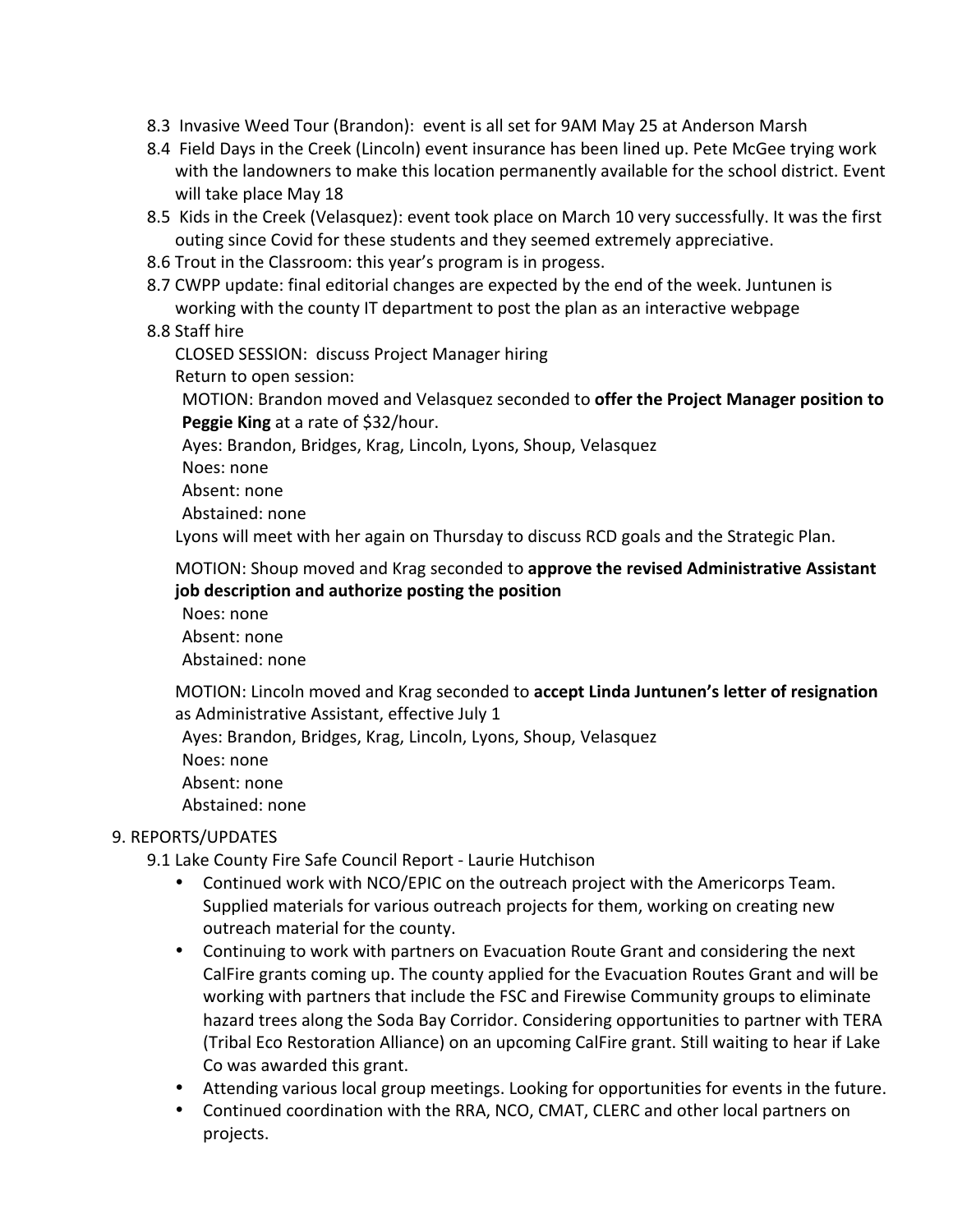8.3 Invasive Weed Tour (Brandon): event is all set for 9AM May 25 at Anderson Marsh

8.4 Field Days in the Creek (Lincoln) event insurance has been lined up. Pete McGee trying work with the landowners to make this location permanently available for the school district. Event will take place May 18

8.5 Kids in the Creek (Velasquez): event took place on March 10 very successfully. It was the first outing since Covid for these students and they seemed extremely appreciative.

8.6 Trout in the Classroom: this year's program is in progess.

8.7 CWPP update: final editorial changes are expected by the end of the week. Juntunen is working with the county IT department to post the plan as an interactive webpage

8.8 Staff hire

CLOSED SESSION: discuss Project Manager hiring

Return to open session:

MOTION: Brandon moved and Velasquez seconded to **offer the Project Manager position to Peggie King** at a rate of $32/hour.

Ayes: Brandon, Bridges, Krag, Lincoln, Lyons, Shoup, Velasquez
Noes: none
Absent: none
Abstained: none

Lyons will meet with her again on Thursday to discuss RCD goals and the Strategic Plan.

MOTION: Shoup moved and Krag seconded to **approve the revised Administrative Assistant job description and authorize posting the position**

Noes: none
Absent: none
Abstained: none

MOTION: Lincoln moved and Krag seconded to **accept Linda Juntunen's letter of resignation** as Administrative Assistant, effective July 1

Ayes: Brandon, Bridges, Krag, Lincoln, Lyons, Shoup, Velasquez
Noes: none
Absent: none
Abstained: none

9. REPORTS/UPDATES

9.1 Lake County Fire Safe Council Report - Laurie Hutchison

- Continued work with NCO/EPIC on the outreach project with the Americorps Team. Supplied materials for various outreach projects for them, working on creating new outreach material for the county.
- Continuing to work with partners on Evacuation Route Grant and considering the next CalFire grants coming up. The county applied for the Evacuation Routes Grant and will be working with partners that include the FSC and Firewise Community groups to eliminate hazard trees along the Soda Bay Corridor. Considering opportunities to partner with TERA (Tribal Eco Restoration Alliance) on an upcoming CalFire grant. Still waiting to hear if Lake Co was awarded this grant.
- Attending various local group meetings. Looking for opportunities for events in the future.
- Continued coordination with the RRA, NCO, CMAT, CLERC and other local partners on projects.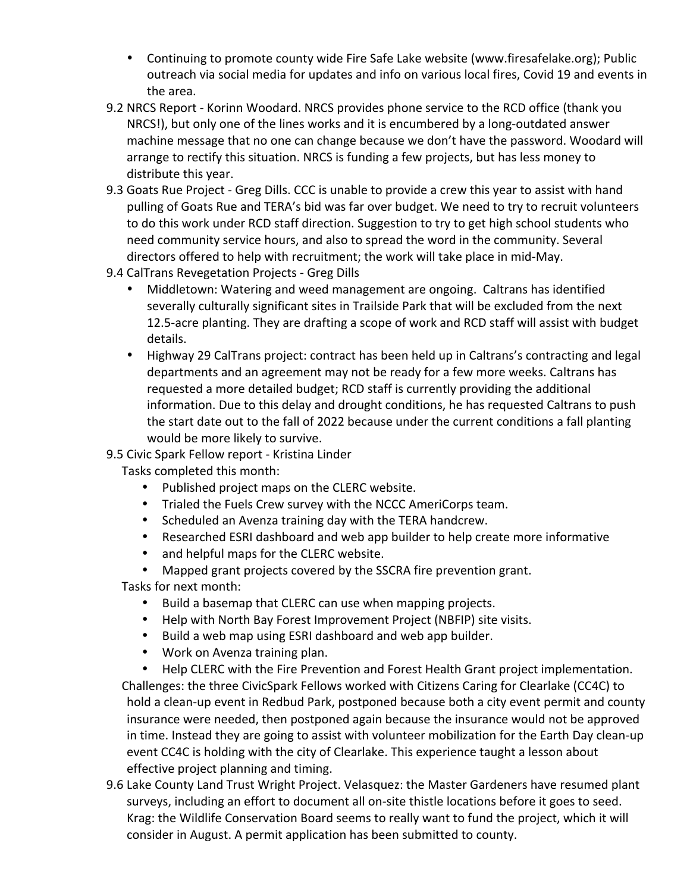- Continuing to promote county wide Fire Safe Lake website (www.firesafelake.org); Public outreach via social media for updates and info on various local fires, Covid 19 and events in the area.

9.2 NRCS Report - Korinn Woodard. NRCS provides phone service to the RCD office (thank you NRCS!), but only one of the lines works and it is encumbered by a long-outdated answer machine message that no one can change because we don't have the password. Woodard will arrange to rectify this situation. NRCS is funding a few projects, but has less money to distribute this year.

9.3 Goats Rue Project - Greg Dills. CCC is unable to provide a crew this year to assist with hand pulling of Goats Rue and TERA's bid was far over budget. We need to try to recruit volunteers to do this work under RCD staff direction. Suggestion to try to get high school students who need community service hours, and also to spread the word in the community. Several directors offered to help with recruitment; the work will take place in mid-May.

9.4 CalTrans Revegetation Projects - Greg Dills

- Middletown: Watering and weed management are ongoing. Caltrans has identified severally culturally significant sites in Trailside Park that will be excluded from the next 12.5-acre planting. They are drafting a scope of work and RCD staff will assist with budget details.
- Highway 29 CalTrans project: contract has been held up in Caltrans's contracting and legal departments and an agreement may not be ready for a few more weeks. Caltrans has requested a more detailed budget; RCD staff is currently providing the additional information. Due to this delay and drought conditions, he has requested Caltrans to push the start date out to the fall of 2022 because under the current conditions a fall planting would be more likely to survive.

9.5 Civic Spark Fellow report - Kristina Linder

Tasks completed this month:

- Published project maps on the CLERC website.
- Trialed the Fuels Crew survey with the NCCC AmeriCorps team.
- Scheduled an Avenza training day with the TERA handcrew.
- Researched ESRI dashboard and web app builder to help create more informative
- and helpful maps for the CLERC website.
- Mapped grant projects covered by the SSCRA fire prevention grant.

Tasks for next month:

- Build a basemap that CLERC can use when mapping projects.
- Help with North Bay Forest Improvement Project (NBFIP) site visits.
- Build a web map using ESRI dashboard and web app builder.
- Work on Avenza training plan.
- Help CLERC with the Fire Prevention and Forest Health Grant project implementation.

Challenges: the three CivicSpark Fellows worked with Citizens Caring for Clearlake (CC4C) to hold a clean-up event in Redbud Park, postponed because both a city event permit and county insurance were needed, then postponed again because the insurance would not be approved in time. Instead they are going to assist with volunteer mobilization for the Earth Day clean-up event CC4C is holding with the city of Clearlake. This experience taught a lesson about effective project planning and timing.

9.6 Lake County Land Trust Wright Project. Velasquez: the Master Gardeners have resumed plant surveys, including an effort to document all on-site thistle locations before it goes to seed. Krag: the Wildlife Conservation Board seems to really want to fund the project, which it will consider in August. A permit application has been submitted to county.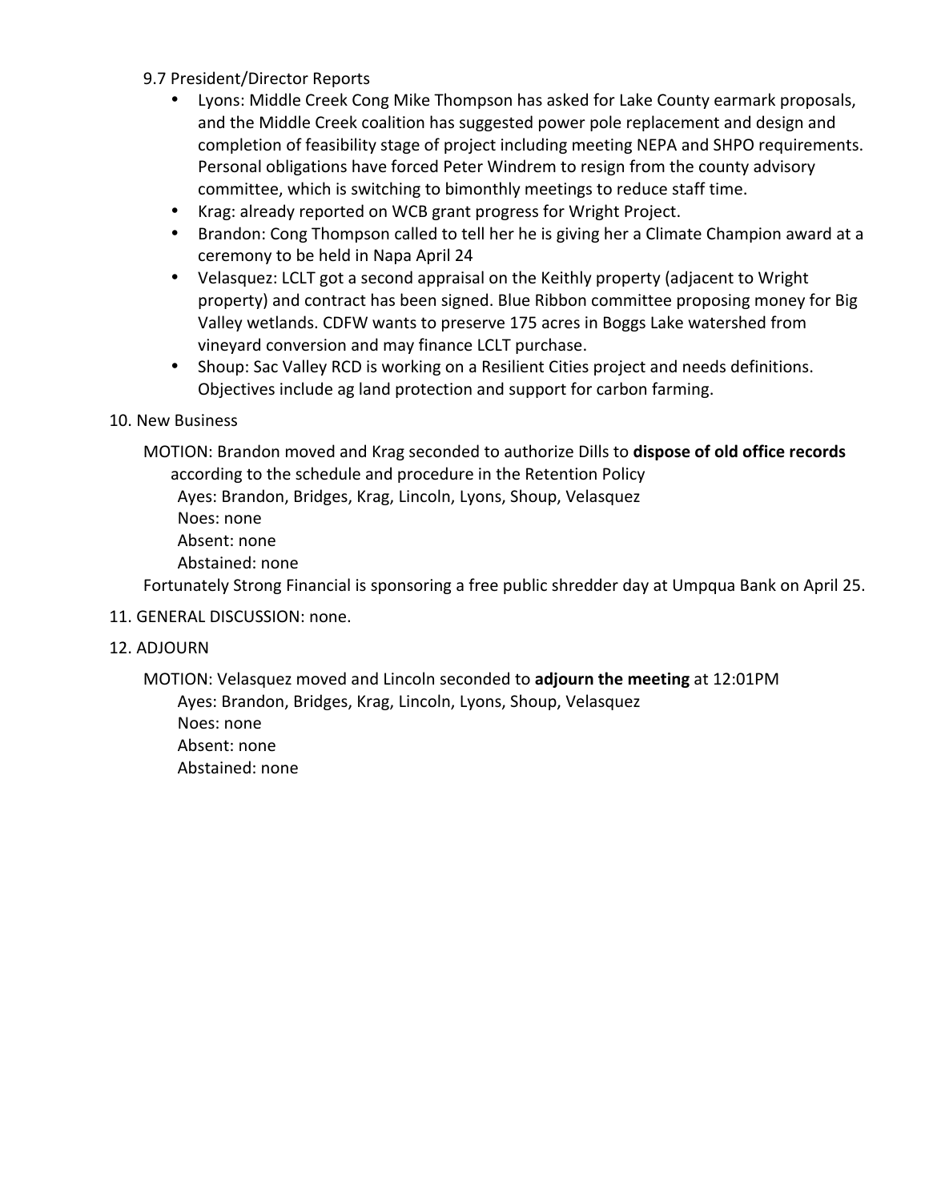9.7 President/Director Reports

- Lyons: Middle Creek Cong Mike Thompson has asked for Lake County earmark proposals, and the Middle Creek coalition has suggested power pole replacement and design and completion of feasibility stage of project including meeting NEPA and SHPO requirements. Personal obligations have forced Peter Windrem to resign from the county advisory committee, which is switching to bimonthly meetings to reduce staff time.
- Krag: already reported on WCB grant progress for Wright Project.
- Brandon: Cong Thompson called to tell her he is giving her a Climate Champion award at a ceremony to be held in Napa April 24
- Velasquez: LCLT got a second appraisal on the Keithly property (adjacent to Wright property) and contract has been signed. Blue Ribbon committee proposing money for Big Valley wetlands. CDFW wants to preserve 175 acres in Boggs Lake watershed from vineyard conversion and may finance LCLT purchase.
- Shoup: Sac Valley RCD is working on a Resilient Cities project and needs definitions. Objectives include ag land protection and support for carbon farming.

10. New Business

MOTION: Brandon moved and Krag seconded to authorize Dills to **dispose of old office records** according to the schedule and procedure in the Retention Policy

Ayes: Brandon, Bridges, Krag, Lincoln, Lyons, Shoup, Velasquez
Noes: none
Absent: none
Abstained: none

Fortunately Strong Financial is sponsoring a free public shredder day at Umpqua Bank on April 25.

11. GENERAL DISCUSSION: none.

12. ADJOURN

MOTION: Velasquez moved and Lincoln seconded to **adjourn the meeting** at 12:01PM

Ayes: Brandon, Bridges, Krag, Lincoln, Lyons, Shoup, Velasquez
Noes: none
Absent: none
Abstained: none